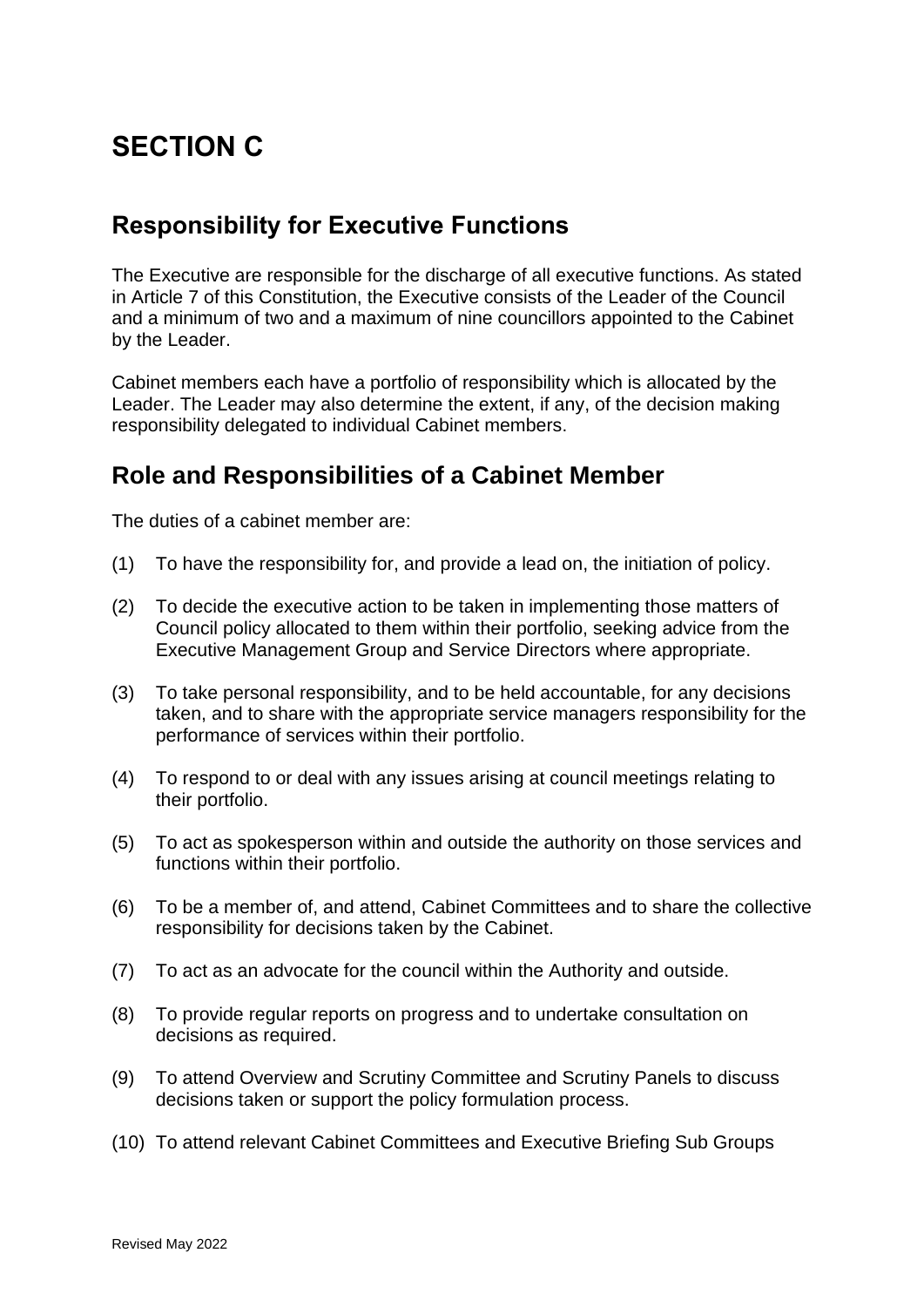# SECTION C

## Responsibility for Executive Functions

The Executive are responsible for the discharge of all executive functions. As stated in Article 7 of this Constitution, the Executive consists of the Leader of the Council and a minimum of two and a maximum of nine councillors appointed to the Cabinet by the Leader.

Cabinet members each have a portfolio of responsibility which is allocated by the Leader. The Leader may also determine the extent, if any, of the decision making responsibility delegated to individual Cabinet members.

## Role and Responsibilities of a Cabinet Member

The duties of a cabinet member are:

(1) To have the responsibility for, and provide a lead on, the initiation of policy.

(2) To decide the executive action to be taken in implementing those matters of Council policy allocated to them within their portfolio, seeking advice from the Executive Management Group and Service Directors where appropriate.

(3) To take personal responsibility, and to be held accountable, for any decisions taken, and to share with the appropriate service managers responsibility for the performance of services within their portfolio.

(4) To respond to or deal with any issues arising at council meetings relating to their portfolio.

(5) To act as spokesperson within and outside the authority on those services and functions within their portfolio.

(6) To be a member of, and attend, Cabinet Committees and to share the collective responsibility for decisions taken by the Cabinet.

(7) To act as an advocate for the council within the Authority and outside.

(8) To provide regular reports on progress and to undertake consultation on decisions as required.

(9) To attend Overview and Scrutiny Committee and Scrutiny Panels to discuss decisions taken or support the policy formulation process.

(10) To attend relevant Cabinet Committees and Executive Briefing Sub Groups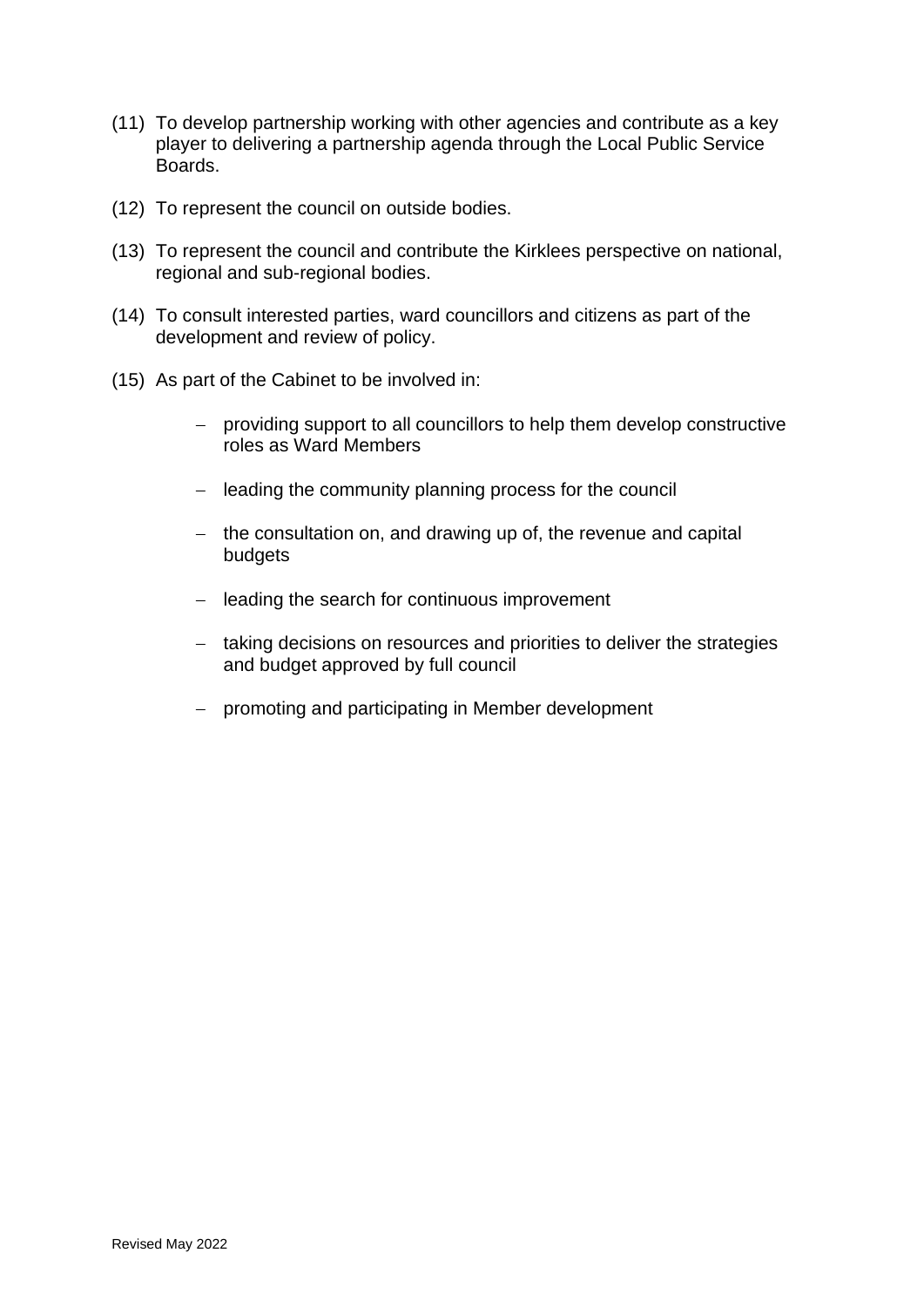(11) To develop partnership working with other agencies and contribute as a key player to delivering a partnership agenda through the Local Public Service Boards.

(12) To represent the council on outside bodies.

(13) To represent the council and contribute the Kirklees perspective on national, regional and sub-regional bodies.

(14) To consult interested parties, ward councillors and citizens as part of the development and review of policy.

(15) As part of the Cabinet to be involved in:

- providing support to all councillors to help them develop constructive roles as Ward Members
- leading the community planning process for the council
- the consultation on, and drawing up of, the revenue and capital budgets
- leading the search for continuous improvement
- taking decisions on resources and priorities to deliver the strategies and budget approved by full council
- promoting and participating in Member development

Revised May 2022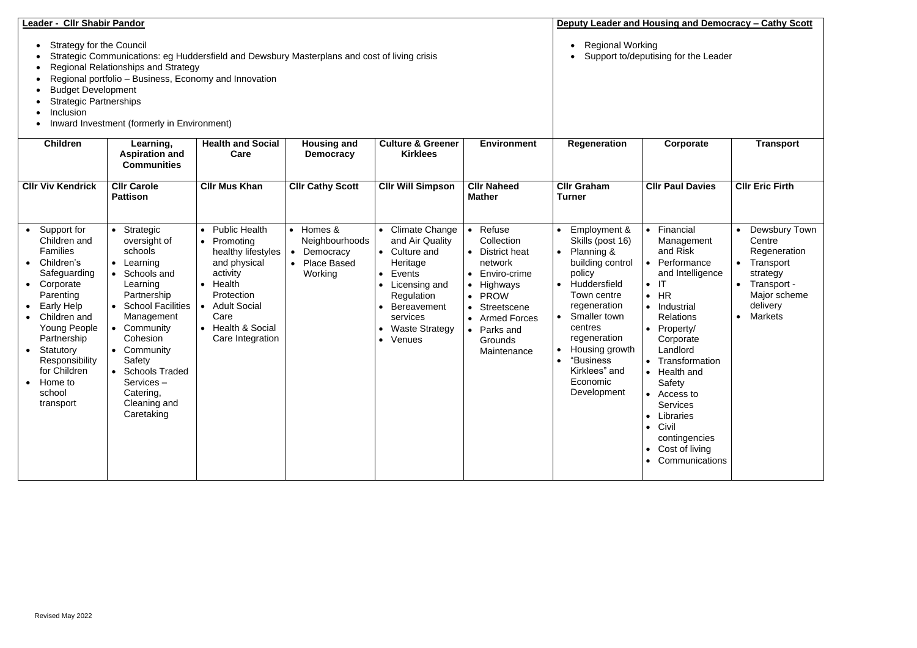**Leader - Cllr Shabir Pandor**

- Strategy for the Council
- Strategic Communications: eg Huddersfield and Dewsbury Masterplans and cost of living crisis
- Regional Relationships and Strategy
- Regional portfolio – Business, Economy and Innovation
- Budget Development
- Strategic Partnerships
- Inclusion
- Inward Investment (formerly in Environment)

**Deputy Leader and Housing and Democracy – Cathy Scott**

- Regional Working
- Support to/deputising for the Leader

| Children | Learning, Aspiration and Communities | Health and Social Care | Housing and Democracy | Culture & Greener Kirklees | Environment | Regeneration | Corporate | Transport |
|---|---|---|---|---|---|---|---|---|
| **Cllr Viv Kendrick** | **Cllr Carole Pattison** | **Cllr Mus Khan** | **Cllr Cathy Scott** | **Cllr Will Simpson** | **Cllr Naheed Mather** | **Cllr Graham Turner** | **Cllr Paul Davies** | **Cllr Eric Firth** |
| • Support for Children and Families<br>• Children's Safeguarding<br>• Corporate Parenting<br>• Early Help<br>• Children and Young People Partnership<br>• Statutory Responsibility for Children<br>• Home to school transport | • Strategic oversight of schools<br>• Learning<br>• Schools and Learning Partnership<br>• School Facilities Management<br>• Community Cohesion<br>• Community Safety<br>• Schools Traded Services – Catering, Cleaning and Caretaking | • Public Health<br>• Promoting healthy lifestyles and physical activity<br>• Health Protection<br>• Adult Social Care<br>• Health & Social Care Integration | • Homes & Neighbourhoods<br>• Democracy<br>• Place Based Working | • Climate Change and Air Quality<br>• Culture and Heritage<br>• Events<br>• Licensing and Regulation<br>• Bereavement services<br>• Waste Strategy<br>• Venues | • Refuse Collection<br>• District heat network<br>• Enviro-crime<br>• Highways<br>• PROW<br>• Streetscene<br>• Armed Forces<br>• Parks and Grounds Maintenance | • Employment & Skills (post 16)<br>• Planning & building control policy<br>• Huddersfield Town centre regeneration<br>• Smaller town centres regeneration<br>• Housing growth<br>• "Business Kirklees" and Economic Development | • Financial Management and Risk<br>• Performance and Intelligence<br>• IT<br>• HR<br>• Industrial Relations<br>• Property/ Corporate Landlord<br>• Transformation<br>• Health and Safety<br>• Access to Services<br>• Libraries<br>• Civil contingencies<br>• Cost of living<br>• Communications | • Dewsbury Town Centre Regeneration<br>• Transport strategy<br>• Transport - Major scheme delivery<br>• Markets |

Revised May 2022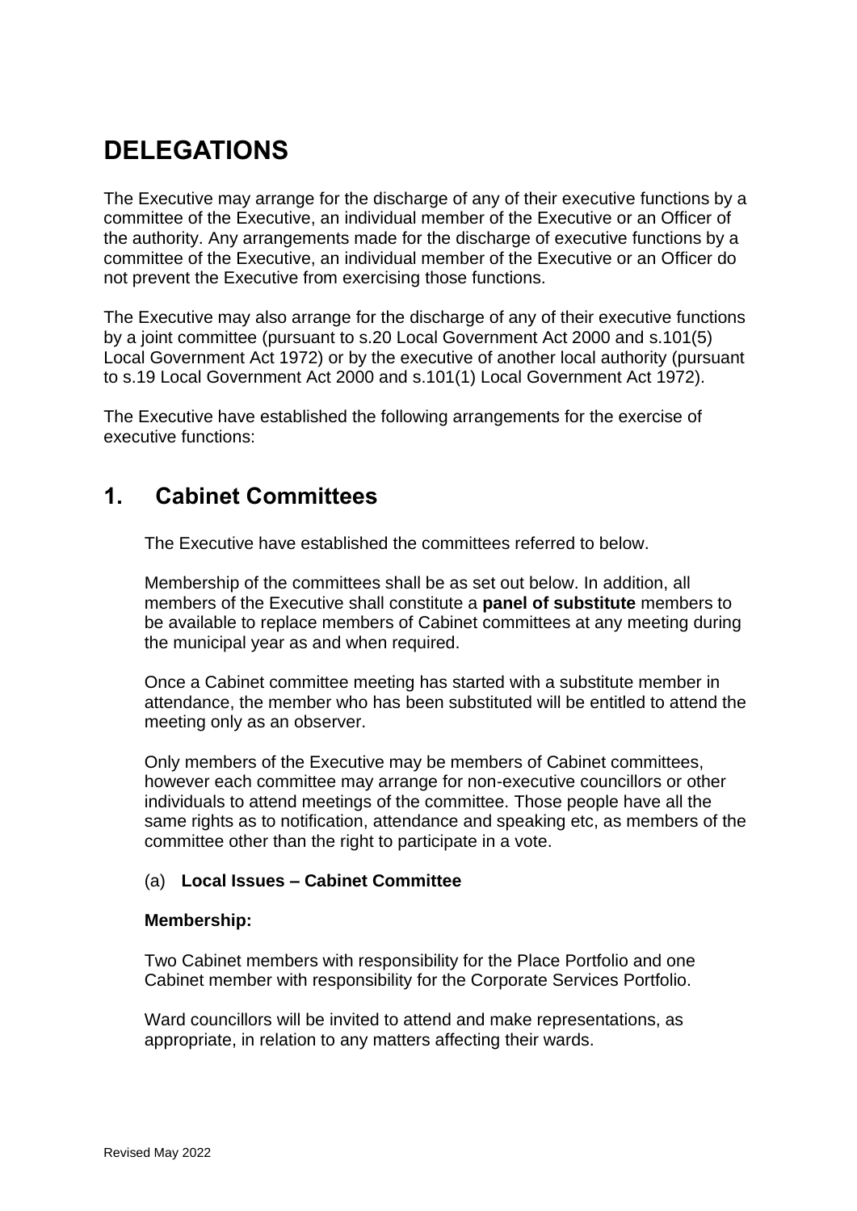# DELEGATIONS

The Executive may arrange for the discharge of any of their executive functions by a committee of the Executive, an individual member of the Executive or an Officer of the authority. Any arrangements made for the discharge of executive functions by a committee of the Executive, an individual member of the Executive or an Officer do not prevent the Executive from exercising those functions.

The Executive may also arrange for the discharge of any of their executive functions by a joint committee (pursuant to s.20 Local Government Act 2000 and s.101(5) Local Government Act 1972) or by the executive of another local authority (pursuant to s.19 Local Government Act 2000 and s.101(1) Local Government Act 1972).

The Executive have established the following arrangements for the exercise of executive functions:

## 1. Cabinet Committees

The Executive have established the committees referred to below.

Membership of the committees shall be as set out below. In addition, all members of the Executive shall constitute a **panel of substitute** members to be available to replace members of Cabinet committees at any meeting during the municipal year as and when required.

Once a Cabinet committee meeting has started with a substitute member in attendance, the member who has been substituted will be entitled to attend the meeting only as an observer.

Only members of the Executive may be members of Cabinet committees, however each committee may arrange for non-executive councillors or other individuals to attend meetings of the committee. Those people have all the same rights as to notification, attendance and speaking etc, as members of the committee other than the right to participate in a vote.

(a) **Local Issues – Cabinet Committee**

**Membership:**

Two Cabinet members with responsibility for the Place Portfolio and one Cabinet member with responsibility for the Corporate Services Portfolio.

Ward councillors will be invited to attend and make representations, as appropriate, in relation to any matters affecting their wards.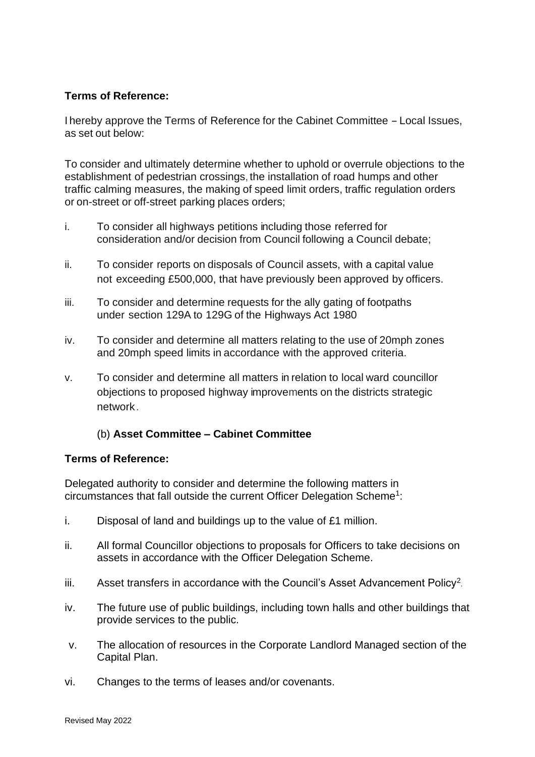**Terms of Reference:**

I hereby approve the Terms of Reference for the Cabinet Committee – Local Issues, as set out below:

To consider and ultimately determine whether to uphold or overrule objections to the establishment of pedestrian crossings, the installation of road humps and other traffic calming measures, the making of speed limit orders, traffic regulation orders or on-street or off-street parking places orders;

i. To consider all highways petitions including those referred for consideration and/or decision from Council following a Council debate;

ii. To consider reports on disposals of Council assets, with a capital value not exceeding £500,000, that have previously been approved by officers.

iii. To consider and determine requests for the ally gating of footpaths under section 129A to 129G of the Highways Act 1980

iv. To consider and determine all matters relating to the use of 20mph zones and 20mph speed limits in accordance with the approved criteria.

v. To consider and determine all matters in relation to local ward councillor objections to proposed highway improvements on the districts strategic network.

(b) **Asset Committee – Cabinet Committee**

**Terms of Reference:**

Delegated authority to consider and determine the following matters in circumstances that fall outside the current Officer Delegation Scheme[1]:

i. Disposal of land and buildings up to the value of £1 million.

ii. All formal Councillor objections to proposals for Officers to take decisions on assets in accordance with the Officer Delegation Scheme.

iii. Asset transfers in accordance with the Council's Asset Advancement Policy[2].

iv. The future use of public buildings, including town halls and other buildings that provide services to the public.

v. The allocation of resources in the Corporate Landlord Managed section of the Capital Plan.

vi. Changes to the terms of leases and/or covenants.

Revised May 2022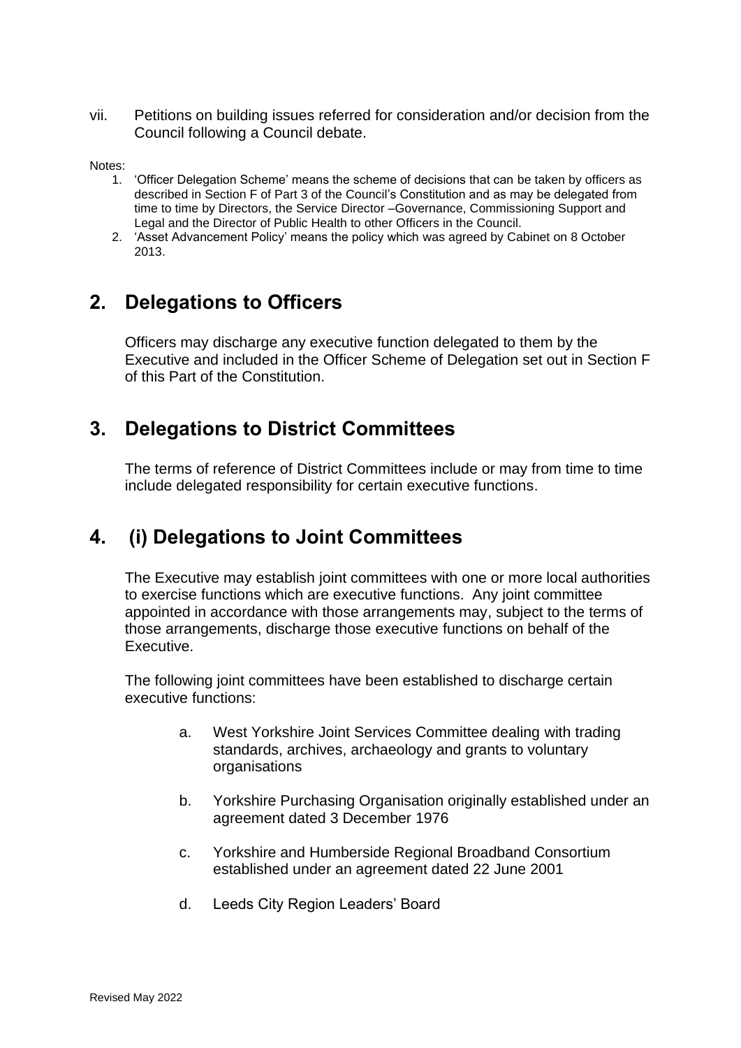vii. Petitions on building issues referred for consideration and/or decision from the Council following a Council debate.

Notes:

1. 'Officer Delegation Scheme' means the scheme of decisions that can be taken by officers as described in Section F of Part 3 of the Council's Constitution and as may be delegated from time to time by Directors, the Service Director –Governance, Commissioning Support and Legal and the Director of Public Health to other Officers in the Council.
2. 'Asset Advancement Policy' means the policy which was agreed by Cabinet on 8 October 2013.

## 2. Delegations to Officers

Officers may discharge any executive function delegated to them by the Executive and included in the Officer Scheme of Delegation set out in Section F of this Part of the Constitution.

## 3. Delegations to District Committees

The terms of reference of District Committees include or may from time to time include delegated responsibility for certain executive functions.

## 4. (i) Delegations to Joint Committees

The Executive may establish joint committees with one or more local authorities to exercise functions which are executive functions. Any joint committee appointed in accordance with those arrangements may, subject to the terms of those arrangements, discharge those executive functions on behalf of the Executive.

The following joint committees have been established to discharge certain executive functions:

a. West Yorkshire Joint Services Committee dealing with trading standards, archives, archaeology and grants to voluntary organisations

b. Yorkshire Purchasing Organisation originally established under an agreement dated 3 December 1976

c. Yorkshire and Humberside Regional Broadband Consortium established under an agreement dated 22 June 2001

d. Leeds City Region Leaders' Board

Revised May 2022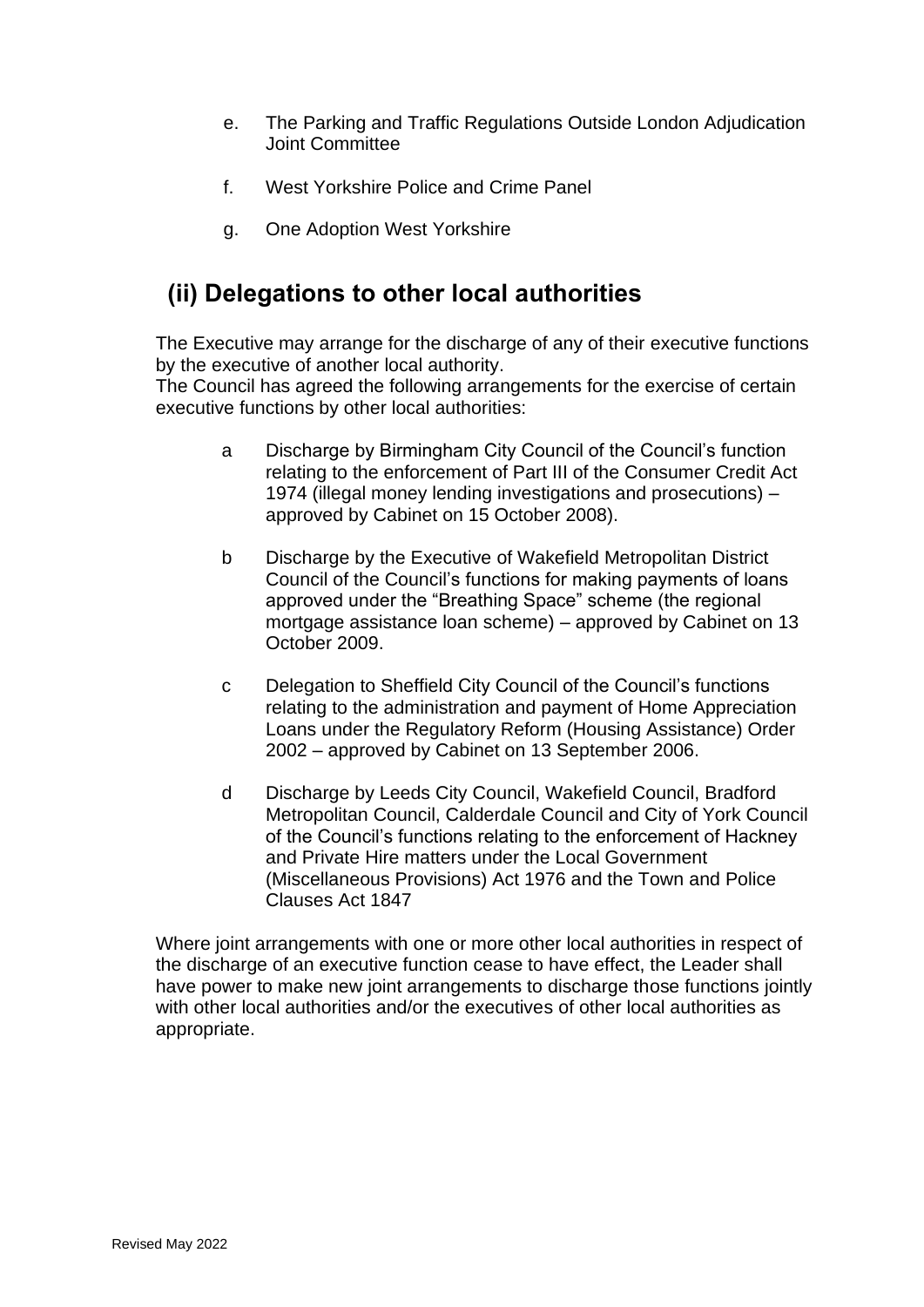e. The Parking and Traffic Regulations Outside London Adjudication Joint Committee

f. West Yorkshire Police and Crime Panel

g. One Adoption West Yorkshire

## (ii) Delegations to other local authorities

The Executive may arrange for the discharge of any of their executive functions by the executive of another local authority.
The Council has agreed the following arrangements for the exercise of certain executive functions by other local authorities:

a Discharge by Birmingham City Council of the Council's function relating to the enforcement of Part III of the Consumer Credit Act 1974 (illegal money lending investigations and prosecutions) – approved by Cabinet on 15 October 2008).

b Discharge by the Executive of Wakefield Metropolitan District Council of the Council's functions for making payments of loans approved under the "Breathing Space" scheme (the regional mortgage assistance loan scheme) – approved by Cabinet on 13 October 2009.

c Delegation to Sheffield City Council of the Council's functions relating to the administration and payment of Home Appreciation Loans under the Regulatory Reform (Housing Assistance) Order 2002 – approved by Cabinet on 13 September 2006.

d Discharge by Leeds City Council, Wakefield Council, Bradford Metropolitan Council, Calderdale Council and City of York Council of the Council's functions relating to the enforcement of Hackney and Private Hire matters under the Local Government (Miscellaneous Provisions) Act 1976 and the Town and Police Clauses Act 1847

Where joint arrangements with one or more other local authorities in respect of the discharge of an executive function cease to have effect, the Leader shall have power to make new joint arrangements to discharge those functions jointly with other local authorities and/or the executives of other local authorities as appropriate.